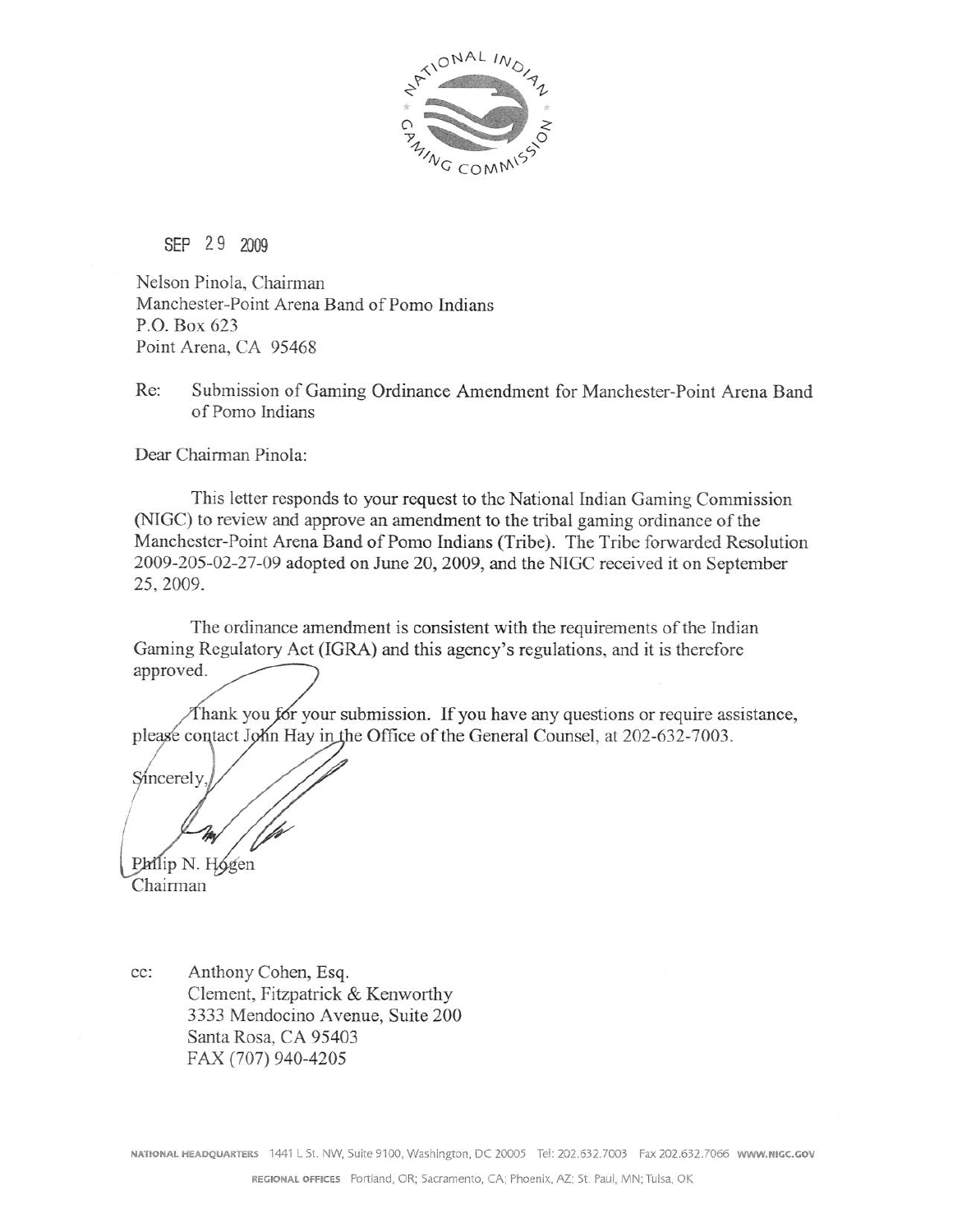SEP 29 2009

Nelson Pinola, Chairman
Manchester-Point Arena Band of Pomo Indians
P.O. Box 623
Point Arena, CA 95468

Re: Submission of Gaming Ordinance Amendment for Manchester-Point Arena Band of Pomo Indians

Dear Chairman Pinola:

This letter responds to your request to the National Indian Gaming Commission (NIGC) to review and approve an amendment to the tribal gaming ordinance of the Manchester-Point Arena Band of Pomo Indians (Tribe). The Tribe forwarded Resolution 2009-205-02-27-09 adopted on June 20, 2009, and the NIGC received it on September 25, 2009.

The ordinance amendment is consistent with the requirements of the Indian Gaming Regulatory Act (IGRA) and this agency's regulations, and it is therefore approved.

Thank you for your submission. If you have any questions or require assistance, please contact John Hay in the Office of the General Counsel, at 202-632-7003.

Sincerely,

Philip N. Hogen
Chairman

cc: Anthony Cohen, Esq.
Clement, Fitzpatrick & Kenworthy
3333 Mendocino Avenue, Suite 200
Santa Rosa, CA 95403
FAX (707) 940-4205

NATIONAL HEADQUARTERS 1441 L St. NW, Suite 9100, Washington, DC 20005 Tel: 202.632.7003 Fax 202.632.7066 WWW.NIGC.GOV

REGIONAL OFFICES Portland, OR; Sacramento, CA; Phoenix, AZ; St. Paul, MN; Tulsa, OK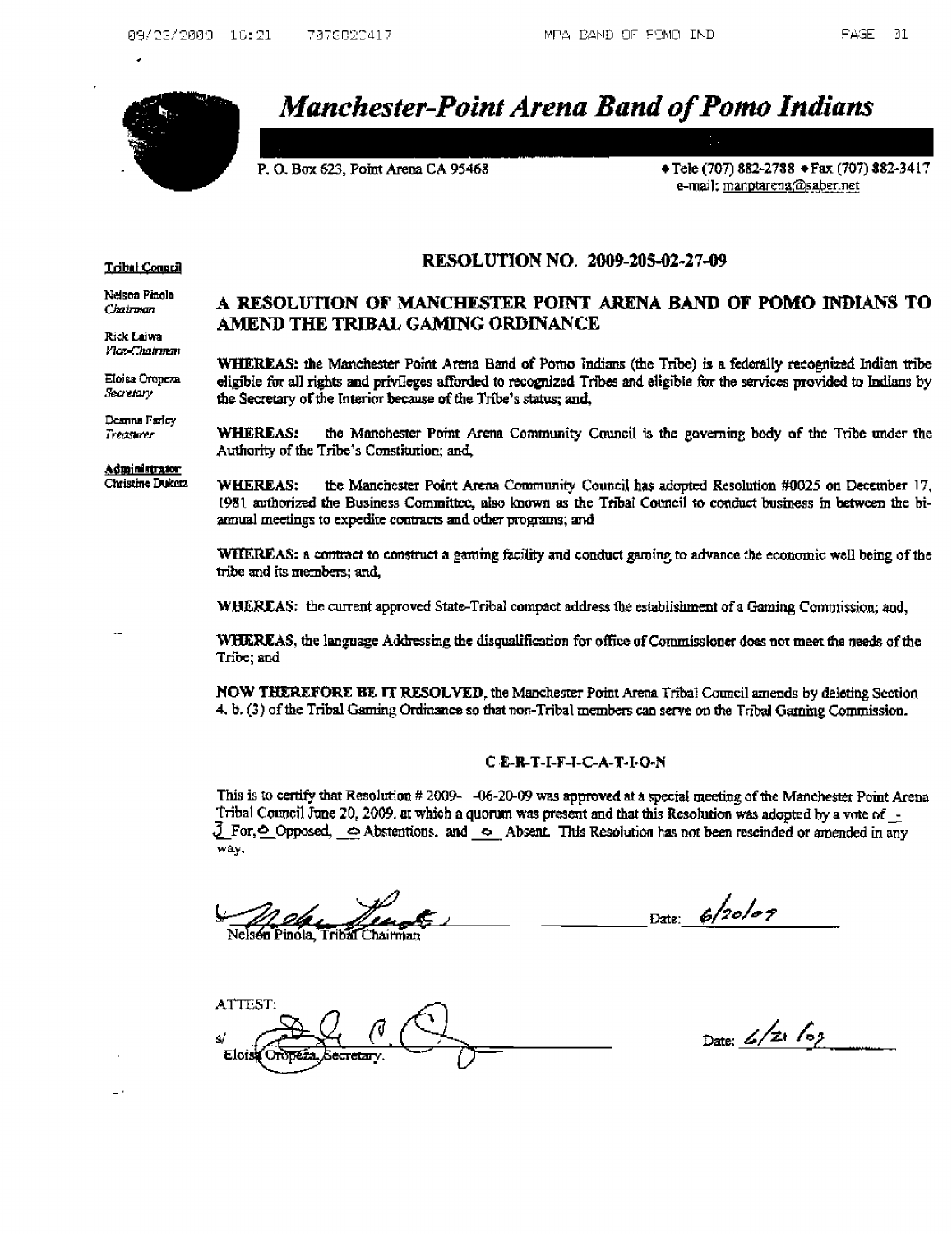# *Manchester-Point Arena Band of Pomo Indians*

P. O. Box 623, Point Arena CA 95468

◆Tele (707) 882-2788 ◆Fax (707) 882-3417
e-mail: manptarena@saber.net

**Tribal Council**

Nelson Pinola
*Chairman*

Rick Laiwa
*Vice-Chairman*

Eloisa Oropeza
*Secretary*

Deanna Farley
*Treasurer*

**Administrator**
Christine Dukatz

## RESOLUTION NO. 2009-205-02-27-09

## A RESOLUTION OF MANCHESTER POINT ARENA BAND OF POMO INDIANS TO AMEND THE TRIBAL GAMING ORDINANCE

**WHEREAS:** the Manchester Point Arena Band of Pomo Indians (the Tribe) is a federally recognized Indian tribe eligible for all rights and privileges afforded to recognized Tribes and eligible for the services provided to Indians by the Secretary of the Interior because of the Tribe's status; and,

**WHEREAS:** the Manchester Point Arena Community Council is the governing body of the Tribe under the Authority of the Tribe's Constitution; and,

**WHEREAS:** the Manchester Point Arena Community Council has adopted Resolution #0025 on December 17, 1981 authorized the Business Committee, also known as the Tribal Council to conduct business in between the bi-annual meetings to expedite contracts and other programs; and

**WHEREAS:** a contract to construct a gaming facility and conduct gaming to advance the economic well being of the tribe and its members; and,

**WHEREAS:** the current approved State-Tribal compact address the establishment of a Gaming Commission; and,

**WHEREAS**, the language Addressing the disqualification for office of Commissioner does not meet the needs of the Tribe; and

**NOW THEREFORE BE IT RESOLVED**, the Manchester Point Arena Tribal Council amends by deleting Section 4. b. (3) of the Tribal Gaming Ordinance so that non-Tribal members can serve on the Tribal Gaming Commission.

### C-E-R-T-I-F-I-C-A-T-I-O-N

This is to certify that Resolution # 2009- -06-20-09 was approved at a special meeting of the Manchester Point Arena Tribal Council June 20, 2009. at which a quorum was present and that this Resolution was adopted by a vote of 3 For, 0 Opposed, 0 Abstentions. and 0 Absent. This Resolution has not been rescinded or amended in any way.

Nelson Pinola, Tribal Chairman

Date: 6/20/09

ATTEST:

s/ Eloisa Oropeza, Secretary.

Date: 6/21/09